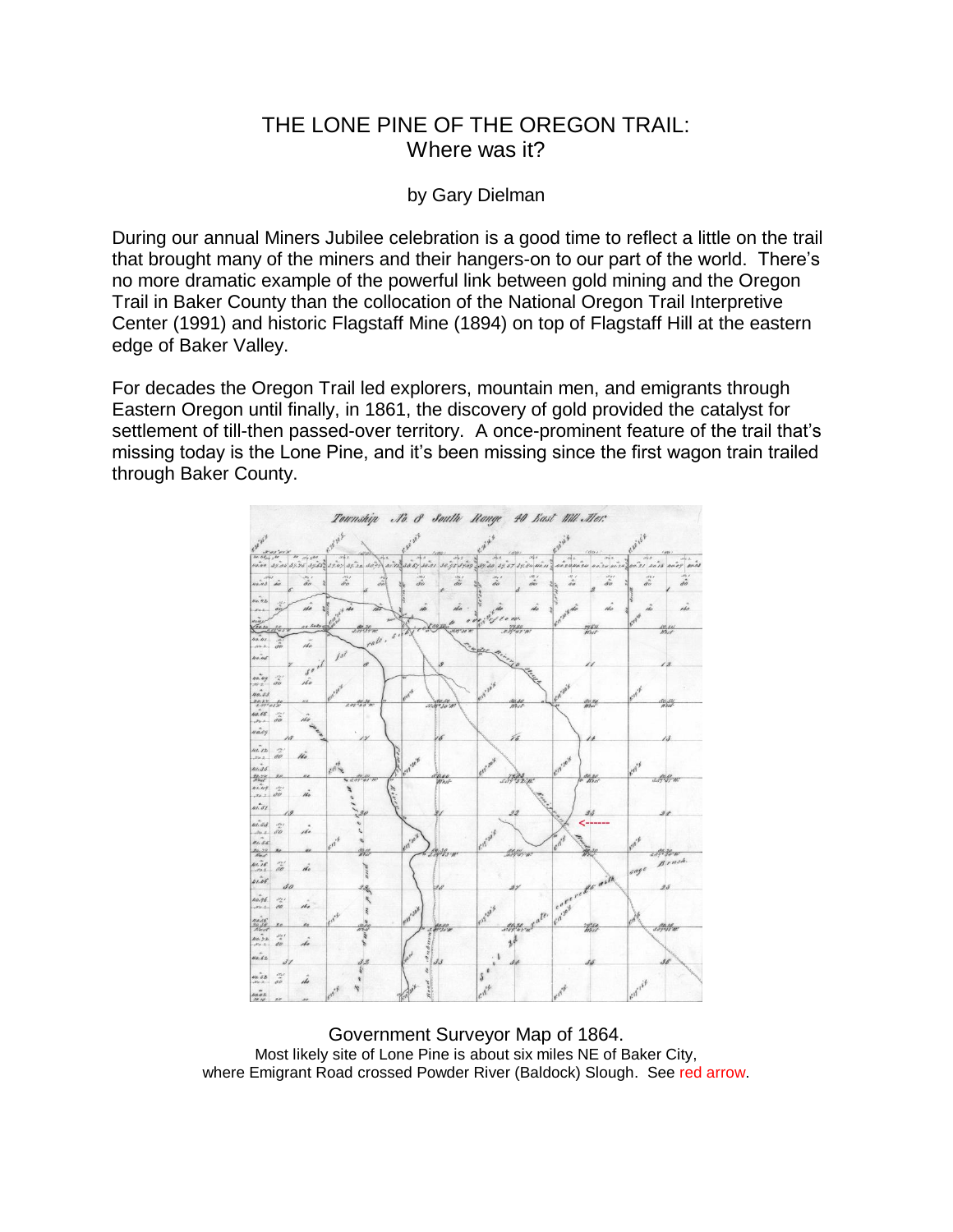# THE LONE PINE OF THE OREGON TRAIL:
## Where was it?

by Gary Dielman

During our annual Miners Jubilee celebration is a good time to reflect a little on the trail that brought many of the miners and their hangers-on to our part of the world. There's no more dramatic example of the powerful link between gold mining and the Oregon Trail in Baker County than the collocation of the National Oregon Trail Interpretive Center (1991) and historic Flagstaff Mine (1894) on top of Flagstaff Hill at the eastern edge of Baker Valley.

For decades the Oregon Trail led explorers, mountain men, and emigrants through Eastern Oregon until finally, in 1861, the discovery of gold provided the catalyst for settlement of till-then passed-over territory. A once-prominent feature of the trail that's missing today is the Lone Pine, and it's been missing since the first wagon train trailed through Baker County.

Government Surveyor Map of 1864.
Most likely site of Lone Pine is about six miles NE of Baker City, where Emigrant Road crossed Powder River (Baldock) Slough. See red arrow.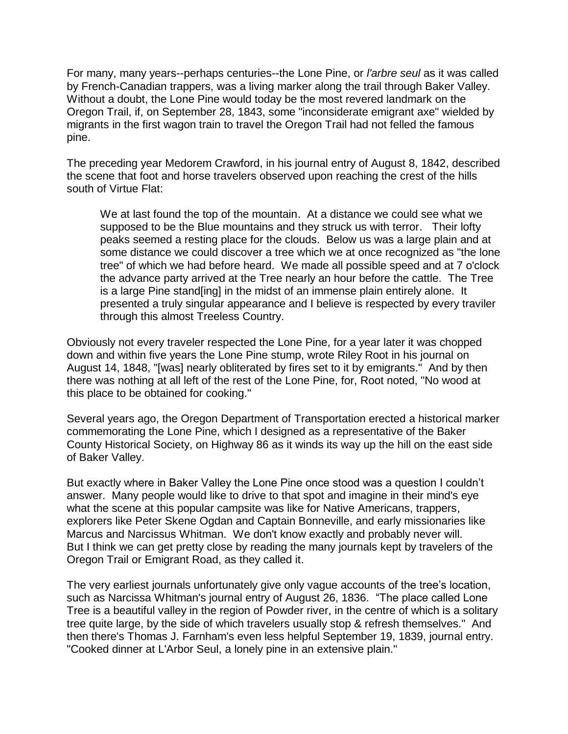For many, many years--perhaps centuries--the Lone Pine, or *l'arbre seul* as it was called by French-Canadian trappers, was a living marker along the trail through Baker Valley. Without a doubt, the Lone Pine would today be the most revered landmark on the Oregon Trail, if, on September 28, 1843, some "inconsiderate emigrant axe" wielded by migrants in the first wagon train to travel the Oregon Trail had not felled the famous pine.

The preceding year Medorem Crawford, in his journal entry of August 8, 1842, described the scene that foot and horse travelers observed upon reaching the crest of the hills south of Virtue Flat:

> We at last found the top of the mountain. At a distance we could see what we supposed to be the Blue mountains and they struck us with terror. Their lofty peaks seemed a resting place for the clouds. Below us was a large plain and at some distance we could discover a tree which we at once recognized as "the lone tree" of which we had before heard. We made all possible speed and at 7 o'clock the advance party arrived at the Tree nearly an hour before the cattle. The Tree is a large Pine stand[ing] in the midst of an immense plain entirely alone. It presented a truly singular appearance and I believe is respected by every traviler through this almost Treeless Country.

Obviously not every traveler respected the Lone Pine, for a year later it was chopped down and within five years the Lone Pine stump, wrote Riley Root in his journal on August 14, 1848, "[was] nearly obliterated by fires set to it by emigrants." And by then there was nothing at all left of the rest of the Lone Pine, for, Root noted, "No wood at this place to be obtained for cooking."

Several years ago, the Oregon Department of Transportation erected a historical marker commemorating the Lone Pine, which I designed as a representative of the Baker County Historical Society, on Highway 86 as it winds its way up the hill on the east side of Baker Valley.

But exactly where in Baker Valley the Lone Pine once stood was a question I couldn't answer. Many people would like to drive to that spot and imagine in their mind's eye what the scene at this popular campsite was like for Native Americans, trappers, explorers like Peter Skene Ogdan and Captain Bonneville, and early missionaries like Marcus and Narcissus Whitman. We don't know exactly and probably never will. But I think we can get pretty close by reading the many journals kept by travelers of the Oregon Trail or Emigrant Road, as they called it.

The very earliest journals unfortunately give only vague accounts of the tree's location, such as Narcissa Whitman's journal entry of August 26, 1836. "The place called Lone Tree is a beautiful valley in the region of Powder river, in the centre of which is a solitary tree quite large, by the side of which travelers usually stop & refresh themselves." And then there's Thomas J. Farnham's even less helpful September 19, 1839, journal entry. "Cooked dinner at L'Arbor Seul, a lonely pine in an extensive plain."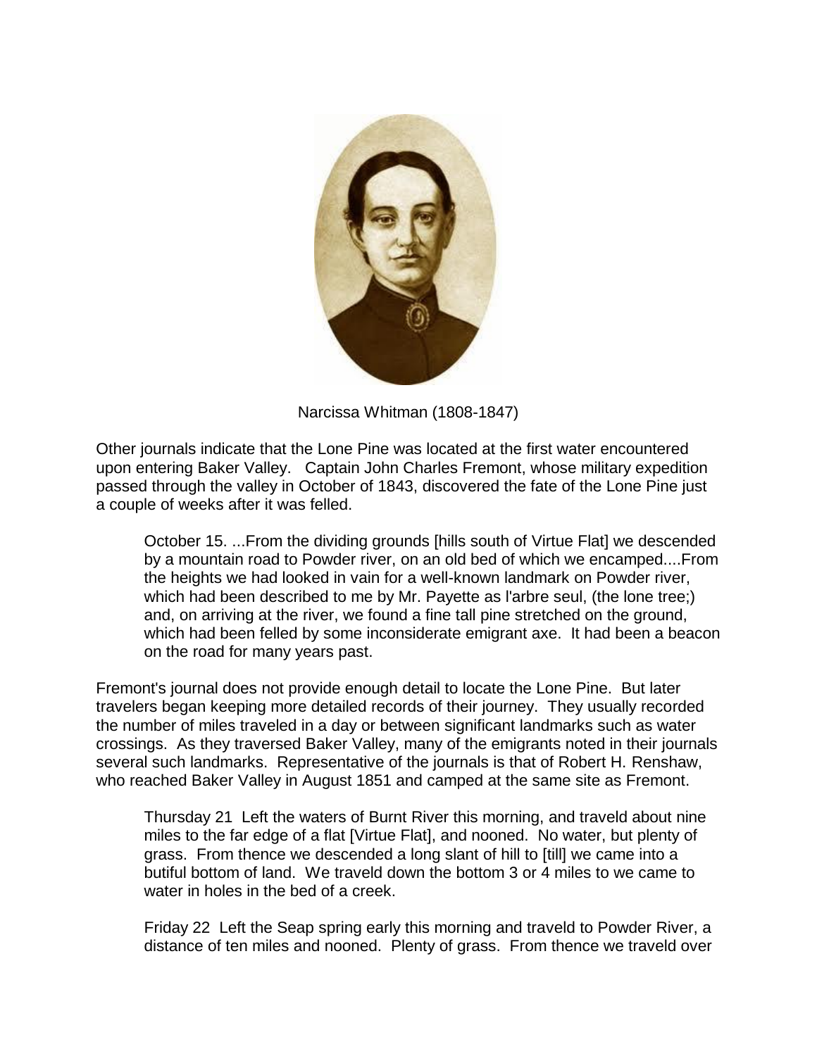Narcissa Whitman (1808-1847)

Other journals indicate that the Lone Pine was located at the first water encountered upon entering Baker Valley. Captain John Charles Fremont, whose military expedition passed through the valley in October of 1843, discovered the fate of the Lone Pine just a couple of weeks after it was felled.

> October 15. ...From the dividing grounds [hills south of Virtue Flat] we descended by a mountain road to Powder river, on an old bed of which we encamped....From the heights we had looked in vain for a well-known landmark on Powder river, which had been described to me by Mr. Payette as l'arbre seul, (the lone tree;) and, on arriving at the river, we found a fine tall pine stretched on the ground, which had been felled by some inconsiderate emigrant axe. It had been a beacon on the road for many years past.

Fremont's journal does not provide enough detail to locate the Lone Pine. But later travelers began keeping more detailed records of their journey. They usually recorded the number of miles traveled in a day or between significant landmarks such as water crossings. As they traversed Baker Valley, many of the emigrants noted in their journals several such landmarks. Representative of the journals is that of Robert H. Renshaw, who reached Baker Valley in August 1851 and camped at the same site as Fremont.

> Thursday 21 Left the waters of Burnt River this morning, and traveld about nine miles to the far edge of a flat [Virtue Flat], and nooned. No water, but plenty of grass. From thence we descended a long slant of hill to [till] we came into a butiful bottom of land. We traveld down the bottom 3 or 4 miles to we came to water in holes in the bed of a creek.
>
> Friday 22 Left the Seap spring early this morning and traveld to Powder River, a distance of ten miles and nooned. Plenty of grass. From thence we traveld over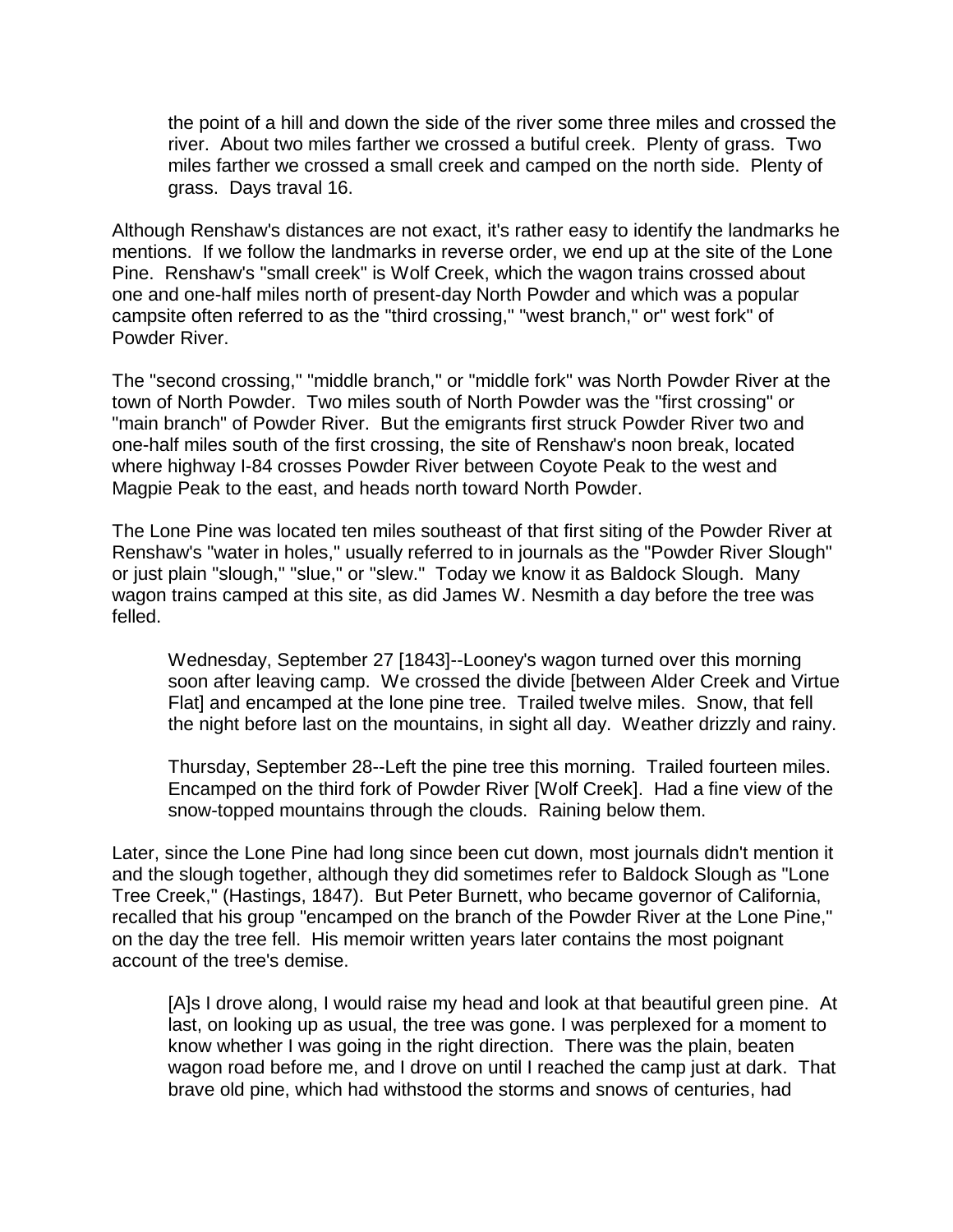> the point of a hill and down the side of the river some three miles and crossed the river. About two miles farther we crossed a butiful creek. Plenty of grass. Two miles farther we crossed a small creek and camped on the north side. Plenty of grass. Days traval 16.

Although Renshaw's distances are not exact, it's rather easy to identify the landmarks he mentions. If we follow the landmarks in reverse order, we end up at the site of the Lone Pine. Renshaw's "small creek" is Wolf Creek, which the wagon trains crossed about one and one-half miles north of present-day North Powder and which was a popular campsite often referred to as the "third crossing," "west branch," or" west fork" of Powder River.

The "second crossing," "middle branch," or "middle fork" was North Powder River at the town of North Powder. Two miles south of North Powder was the "first crossing" or "main branch" of Powder River. But the emigrants first struck Powder River two and one-half miles south of the first crossing, the site of Renshaw's noon break, located where highway I-84 crosses Powder River between Coyote Peak to the west and Magpie Peak to the east, and heads north toward North Powder.

The Lone Pine was located ten miles southeast of that first siting of the Powder River at Renshaw's "water in holes," usually referred to in journals as the "Powder River Slough" or just plain "slough," "slue," or "slew." Today we know it as Baldock Slough. Many wagon trains camped at this site, as did James W. Nesmith a day before the tree was felled.

> Wednesday, September 27 [1843]--Looney's wagon turned over this morning soon after leaving camp. We crossed the divide [between Alder Creek and Virtue Flat] and encamped at the lone pine tree. Trailed twelve miles. Snow, that fell the night before last on the mountains, in sight all day. Weather drizzly and rainy.
>
> Thursday, September 28--Left the pine tree this morning. Trailed fourteen miles. Encamped on the third fork of Powder River [Wolf Creek]. Had a fine view of the snow-topped mountains through the clouds. Raining below them.

Later, since the Lone Pine had long since been cut down, most journals didn't mention it and the slough together, although they did sometimes refer to Baldock Slough as "Lone Tree Creek," (Hastings, 1847). But Peter Burnett, who became governor of California, recalled that his group "encamped on the branch of the Powder River at the Lone Pine," on the day the tree fell. His memoir written years later contains the most poignant account of the tree's demise.

> [A]s I drove along, I would raise my head and look at that beautiful green pine. At last, on looking up as usual, the tree was gone. I was perplexed for a moment to know whether I was going in the right direction. There was the plain, beaten wagon road before me, and I drove on until I reached the camp just at dark. That brave old pine, which had withstood the storms and snows of centuries, had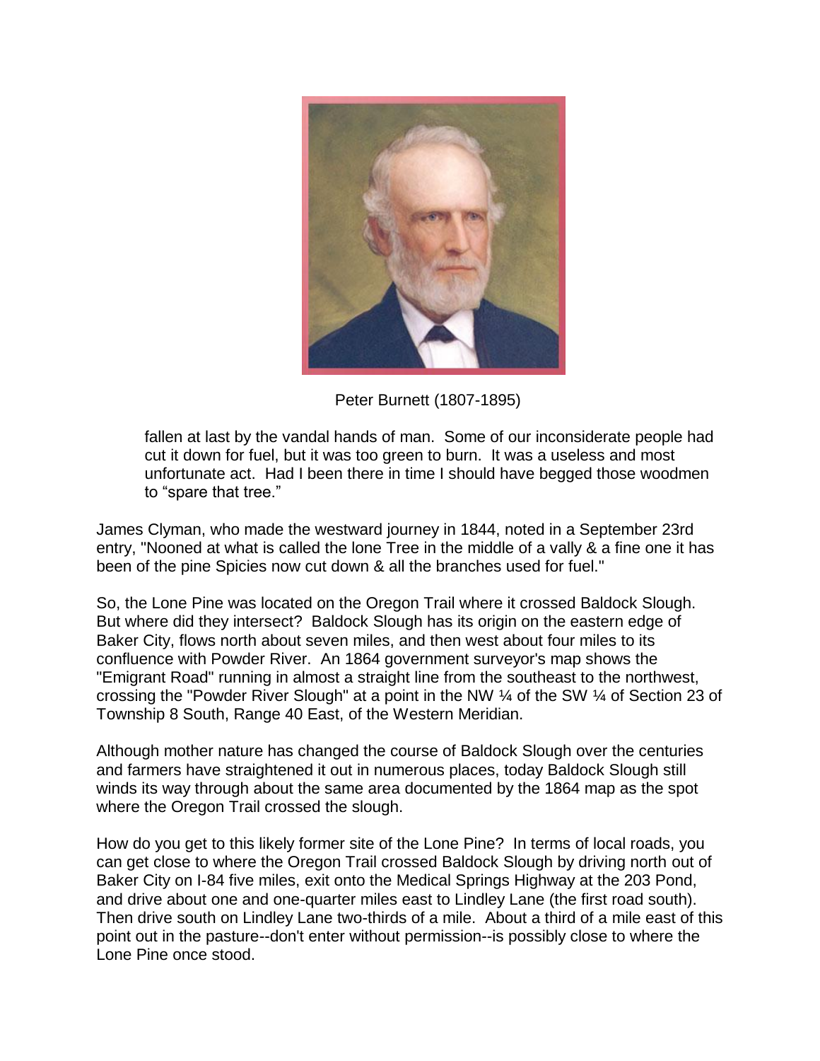Peter Burnett (1807-1895)

> fallen at last by the vandal hands of man. Some of our inconsiderate people had cut it down for fuel, but it was too green to burn. It was a useless and most unfortunate act. Had I been there in time I should have begged those woodmen to "spare that tree."

James Clyman, who made the westward journey in 1844, noted in a September 23rd entry, "Nooned at what is called the lone Tree in the middle of a vally & a fine one it has been of the pine Spicies now cut down & all the branches used for fuel."

So, the Lone Pine was located on the Oregon Trail where it crossed Baldock Slough. But where did they intersect? Baldock Slough has its origin on the eastern edge of Baker City, flows north about seven miles, and then west about four miles to its confluence with Powder River. An 1864 government surveyor's map shows the "Emigrant Road" running in almost a straight line from the southeast to the northwest, crossing the "Powder River Slough" at a point in the NW ¼ of the SW ¼ of Section 23 of Township 8 South, Range 40 East, of the Western Meridian.

Although mother nature has changed the course of Baldock Slough over the centuries and farmers have straightened it out in numerous places, today Baldock Slough still winds its way through about the same area documented by the 1864 map as the spot where the Oregon Trail crossed the slough.

How do you get to this likely former site of the Lone Pine? In terms of local roads, you can get close to where the Oregon Trail crossed Baldock Slough by driving north out of Baker City on I-84 five miles, exit onto the Medical Springs Highway at the 203 Pond, and drive about one and one-quarter miles east to Lindley Lane (the first road south). Then drive south on Lindley Lane two-thirds of a mile. About a third of a mile east of this point out in the pasture--don't enter without permission--is possibly close to where the Lone Pine once stood.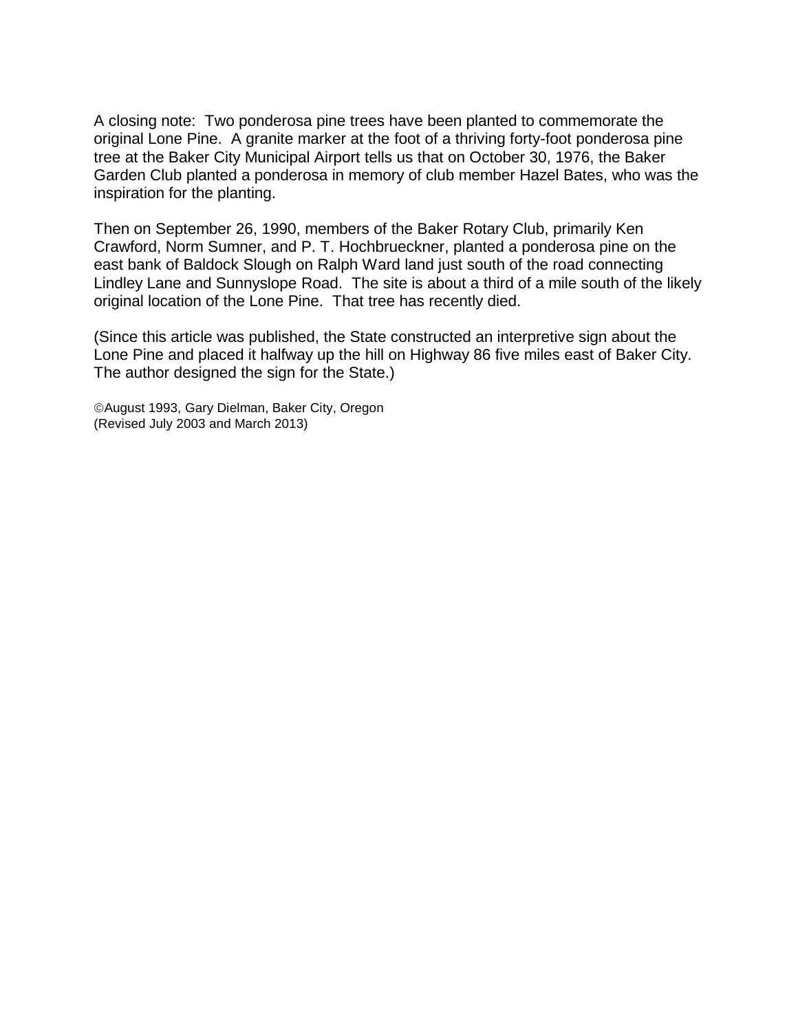A closing note: Two ponderosa pine trees have been planted to commemorate the original Lone Pine. A granite marker at the foot of a thriving forty-foot ponderosa pine tree at the Baker City Municipal Airport tells us that on October 30, 1976, the Baker Garden Club planted a ponderosa in memory of club member Hazel Bates, who was the inspiration for the planting.

Then on September 26, 1990, members of the Baker Rotary Club, primarily Ken Crawford, Norm Sumner, and P. T. Hochbrueckner, planted a ponderosa pine on the east bank of Baldock Slough on Ralph Ward land just south of the road connecting Lindley Lane and Sunnyslope Road. The site is about a third of a mile south of the likely original location of the Lone Pine. That tree has recently died.

(Since this article was published, the State constructed an interpretive sign about the Lone Pine and placed it halfway up the hill on Highway 86 five miles east of Baker City. The author designed the sign for the State.)

©August 1993, Gary Dielman, Baker City, Oregon
(Revised July 2003 and March 2013)